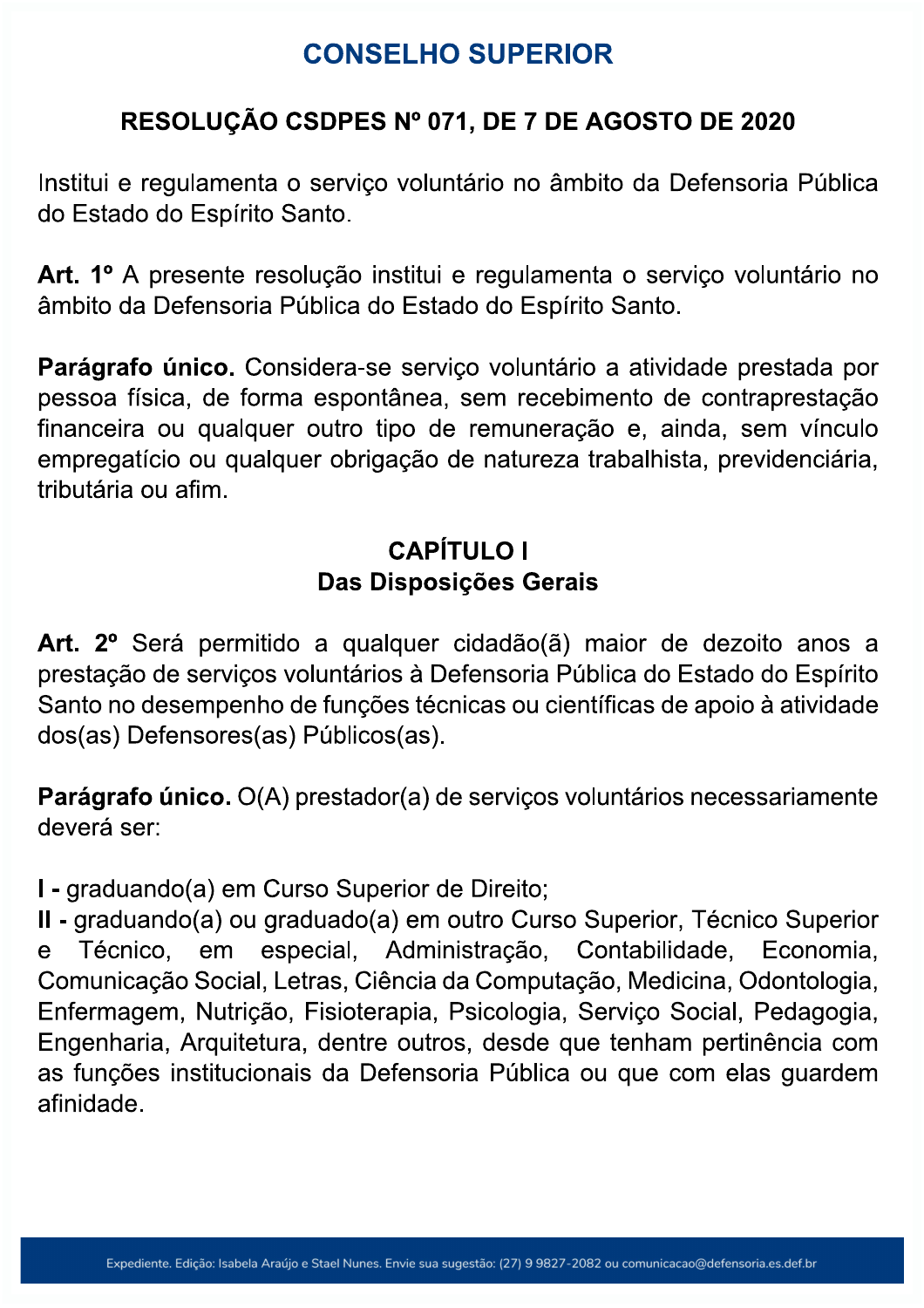# CONSELHO SUPERIOR

## RESOLUÇÃO CSDPES Nº 071, DE 7 DE AGOSTO DE 2020

Institui e regulamenta o serviço voluntário no âmbito da Defensoria Pública do Estado do Espírito Santo.

**Art. 1º** A presente resolução institui e regulamenta o serviço voluntário no âmbito da Defensoria Pública do Estado do Espírito Santo.

**Parágrafo único.** Considera-se serviço voluntário a atividade prestada por pessoa física, de forma espontânea, sem recebimento de contraprestação financeira ou qualquer outro tipo de remuneração e, ainda, sem vínculo empregatício ou qualquer obrigação de natureza trabalhista, previdenciária, tributária ou afim.

### CAPÍTULO I
### Das Disposições Gerais

**Art. 2º** Será permitido a qualquer cidadão(ã) maior de dezoito anos a prestação de serviços voluntários à Defensoria Pública do Estado do Espírito Santo no desempenho de funções técnicas ou científicas de apoio à atividade dos(as) Defensores(as) Públicos(as).

**Parágrafo único.** O(A) prestador(a) de serviços voluntários necessariamente deverá ser:

**I -** graduando(a) em Curso Superior de Direito;
**II -** graduando(a) ou graduado(a) em outro Curso Superior, Técnico Superior e Técnico, em especial, Administração, Contabilidade, Economia, Comunicação Social, Letras, Ciência da Computação, Medicina, Odontologia, Enfermagem, Nutrição, Fisioterapia, Psicologia, Serviço Social, Pedagogia, Engenharia, Arquitetura, dentre outros, desde que tenham pertinência com as funções institucionais da Defensoria Pública ou que com elas guardem afinidade.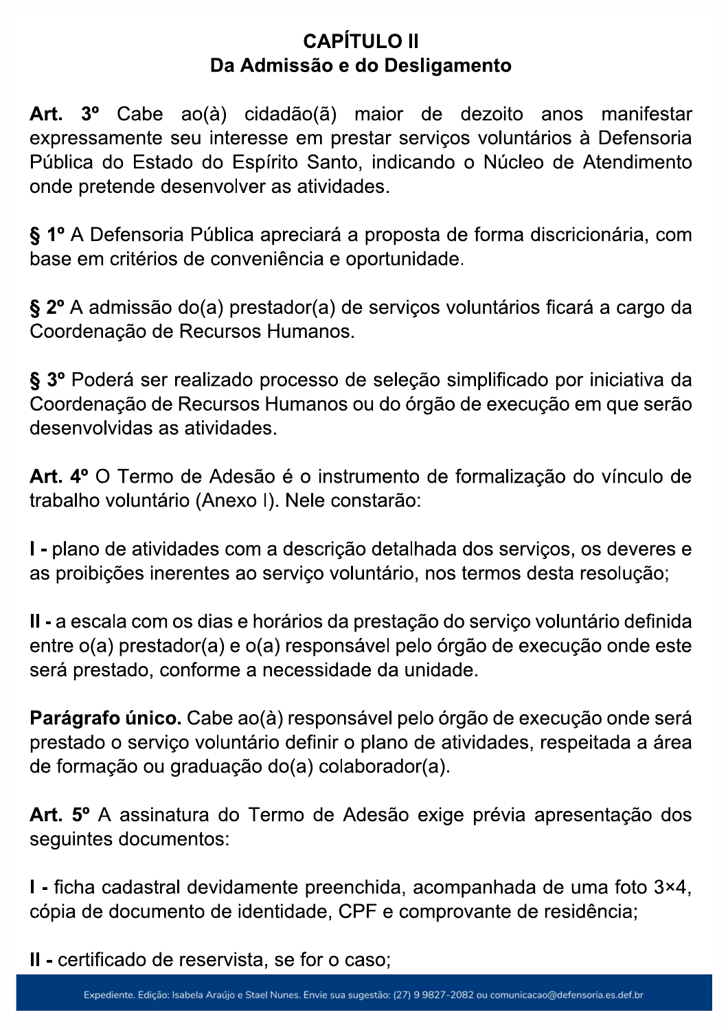## CAPÍTULO II
## Da Admissão e do Desligamento

**Art. 3º** Cabe ao(à) cidadão(ã) maior de dezoito anos manifestar expressamente seu interesse em prestar serviços voluntários à Defensoria Pública do Estado do Espírito Santo, indicando o Núcleo de Atendimento onde pretende desenvolver as atividades.

**§ 1º** A Defensoria Pública apreciará a proposta de forma discricionária, com base em critérios de conveniência e oportunidade.

**§ 2º** A admissão do(a) prestador(a) de serviços voluntários ficará a cargo da Coordenação de Recursos Humanos.

**§ 3º** Poderá ser realizado processo de seleção simplificado por iniciativa da Coordenação de Recursos Humanos ou do órgão de execução em que serão desenvolvidas as atividades.

**Art. 4º** O Termo de Adesão é o instrumento de formalização do vínculo de trabalho voluntário (Anexo I). Nele constarão:

**I -** plano de atividades com a descrição detalhada dos serviços, os deveres e as proibições inerentes ao serviço voluntário, nos termos desta resolução;

**II -** a escala com os dias e horários da prestação do serviço voluntário definida entre o(a) prestador(a) e o(a) responsável pelo órgão de execução onde este será prestado, conforme a necessidade da unidade.

**Parágrafo único.** Cabe ao(à) responsável pelo órgão de execução onde será prestado o serviço voluntário definir o plano de atividades, respeitada a área de formação ou graduação do(a) colaborador(a).

**Art. 5º** A assinatura do Termo de Adesão exige prévia apresentação dos seguintes documentos:

**I -** ficha cadastral devidamente preenchida, acompanhada de uma foto 3×4, cópia de documento de identidade, CPF e comprovante de residência;

**II -** certificado de reservista, se for o caso;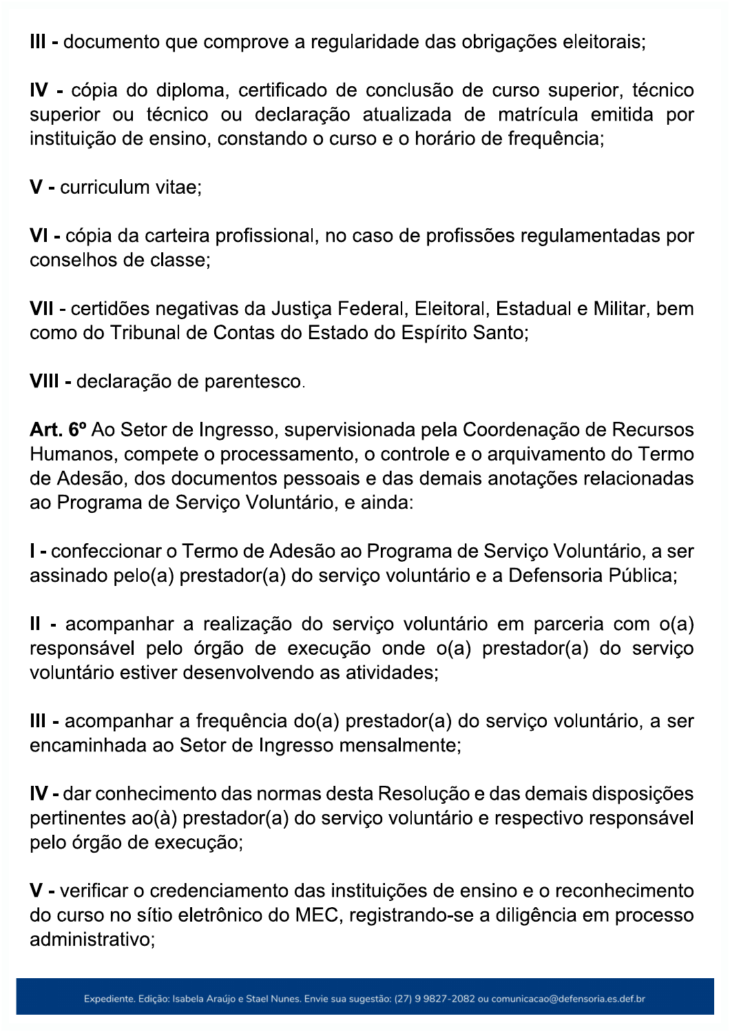**III -** documento que comprove a regularidade das obrigações eleitorais;

**IV -** cópia do diploma, certificado de conclusão de curso superior, técnico superior ou técnico ou declaração atualizada de matrícula emitida por instituição de ensino, constando o curso e o horário de frequência;

**V -** curriculum vitae;

**VI -** cópia da carteira profissional, no caso de profissões regulamentadas por conselhos de classe;

**VII -** certidões negativas da Justiça Federal, Eleitoral, Estadual e Militar, bem como do Tribunal de Contas do Estado do Espírito Santo;

**VIII -** declaração de parentesco.

**Art. 6º** Ao Setor de Ingresso, supervisionada pela Coordenação de Recursos Humanos, compete o processamento, o controle e o arquivamento do Termo de Adesão, dos documentos pessoais e das demais anotações relacionadas ao Programa de Serviço Voluntário, e ainda:

**I -** confeccionar o Termo de Adesão ao Programa de Serviço Voluntário, a ser assinado pelo(a) prestador(a) do serviço voluntário e a Defensoria Pública;

**II -** acompanhar a realização do serviço voluntário em parceria com o(a) responsável pelo órgão de execução onde o(a) prestador(a) do serviço voluntário estiver desenvolvendo as atividades;

**III -** acompanhar a frequência do(a) prestador(a) do serviço voluntário, a ser encaminhada ao Setor de Ingresso mensalmente;

**IV -** dar conhecimento das normas desta Resolução e das demais disposições pertinentes ao(à) prestador(a) do serviço voluntário e respectivo responsável pelo órgão de execução;

**V -** verificar o credenciamento das instituições de ensino e o reconhecimento do curso no sítio eletrônico do MEC, registrando-se a diligência em processo administrativo;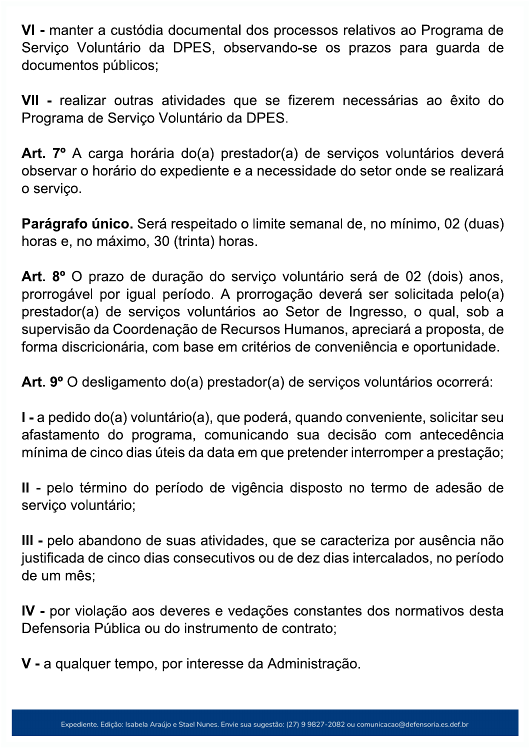**VI -** manter a custódia documental dos processos relativos ao Programa de Serviço Voluntário da DPES, observando-se os prazos para guarda de documentos públicos;

**VII -** realizar outras atividades que se fizerem necessárias ao êxito do Programa de Serviço Voluntário da DPES.

**Art. 7º** A carga horária do(a) prestador(a) de serviços voluntários deverá observar o horário do expediente e a necessidade do setor onde se realizará o serviço.

**Parágrafo único.** Será respeitado o limite semanal de, no mínimo, 02 (duas) horas e, no máximo, 30 (trinta) horas.

**Art. 8º** O prazo de duração do serviço voluntário será de 02 (dois) anos, prorrogável por igual período. A prorrogação deverá ser solicitada pelo(a) prestador(a) de serviços voluntários ao Setor de Ingresso, o qual, sob a supervisão da Coordenação de Recursos Humanos, apreciará a proposta, de forma discricionária, com base em critérios de conveniência e oportunidade.

**Art. 9º** O desligamento do(a) prestador(a) de serviços voluntários ocorrerá:

**I -** a pedido do(a) voluntário(a), que poderá, quando conveniente, solicitar seu afastamento do programa, comunicando sua decisão com antecedência mínima de cinco dias úteis da data em que pretender interromper a prestação;

**II -** pelo término do período de vigência disposto no termo de adesão de serviço voluntário;

**III -** pelo abandono de suas atividades, que se caracteriza por ausência não justificada de cinco dias consecutivos ou de dez dias intercalados, no período de um mês;

**IV -** por violação aos deveres e vedações constantes dos normativos desta Defensoria Pública ou do instrumento de contrato;

**V -** a qualquer tempo, por interesse da Administração.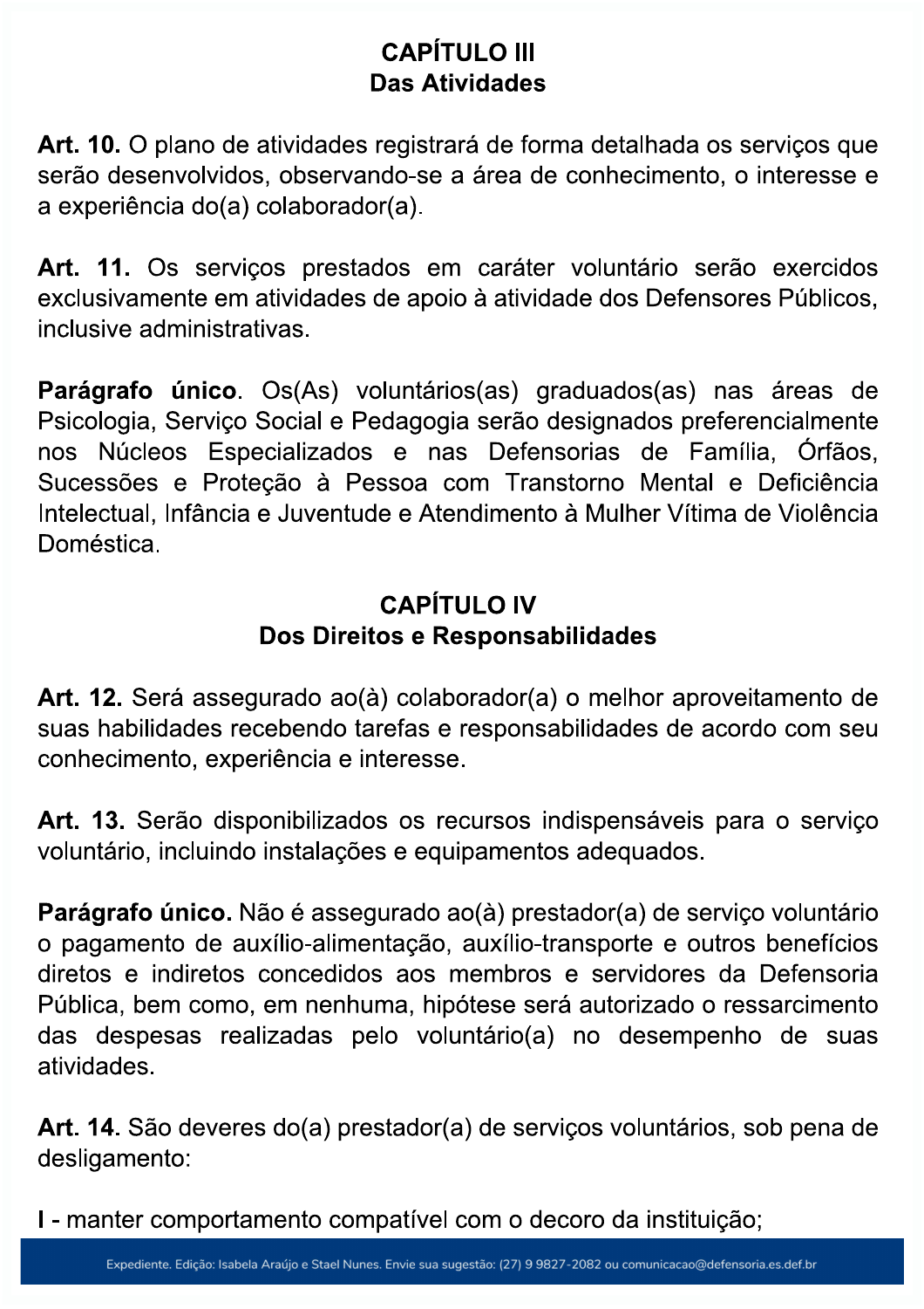## CAPÍTULO III
## Das Atividades

**Art. 10.** O plano de atividades registrará de forma detalhada os serviços que serão desenvolvidos, observando-se a área de conhecimento, o interesse e a experiência do(a) colaborador(a).

**Art. 11.** Os serviços prestados em caráter voluntário serão exercidos exclusivamente em atividades de apoio à atividade dos Defensores Públicos, inclusive administrativas.

**Parágrafo único**. Os(As) voluntários(as) graduados(as) nas áreas de Psicologia, Serviço Social e Pedagogia serão designados preferencialmente nos Núcleos Especializados e nas Defensorias de Família, Órfãos, Sucessões e Proteção à Pessoa com Transtorno Mental e Deficiência Intelectual, Infância e Juventude e Atendimento à Mulher Vítima de Violência Doméstica.

## CAPÍTULO IV
## Dos Direitos e Responsabilidades

**Art. 12.** Será assegurado ao(à) colaborador(a) o melhor aproveitamento de suas habilidades recebendo tarefas e responsabilidades de acordo com seu conhecimento, experiência e interesse.

**Art. 13.** Serão disponibilizados os recursos indispensáveis para o serviço voluntário, incluindo instalações e equipamentos adequados.

**Parágrafo único.** Não é assegurado ao(à) prestador(a) de serviço voluntário o pagamento de auxílio-alimentação, auxílio-transporte e outros benefícios diretos e indiretos concedidos aos membros e servidores da Defensoria Pública, bem como, em nenhuma, hipótese será autorizado o ressarcimento das despesas realizadas pelo voluntário(a) no desempenho de suas atividades.

**Art. 14**. São deveres do(a) prestador(a) de serviços voluntários, sob pena de desligamento:

**I** - manter comportamento compatível com o decoro da instituição;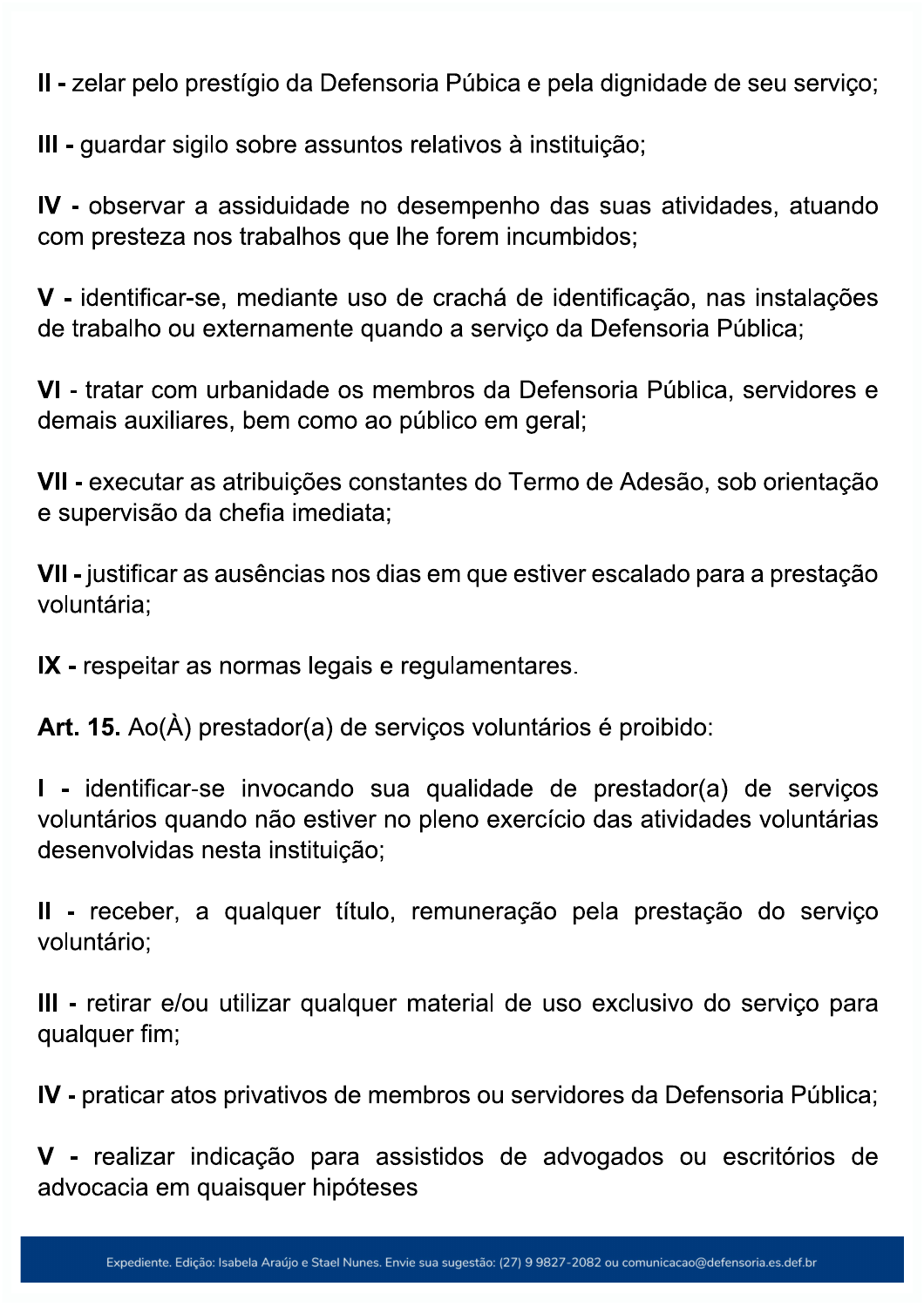**II -** zelar pelo prestígio da Defensoria Púbica e pela dignidade de seu serviço;

**III -** guardar sigilo sobre assuntos relativos à instituição;

**IV -** observar a assiduidade no desempenho das suas atividades, atuando com presteza nos trabalhos que lhe forem incumbidos;

**V -** identificar-se, mediante uso de crachá de identificação, nas instalações de trabalho ou externamente quando a serviço da Defensoria Pública;

**VI** - tratar com urbanidade os membros da Defensoria Pública, servidores e demais auxiliares, bem como ao público em geral;

**VII -** executar as atribuições constantes do Termo de Adesão, sob orientação e supervisão da chefia imediata;

**VII -** justificar as ausências nos dias em que estiver escalado para a prestação voluntária;

**IX -** respeitar as normas legais e regulamentares.

**Art. 15.** Ao(À) prestador(a) de serviços voluntários é proibido:

**I -** identificar-se invocando sua qualidade de prestador(a) de serviços voluntários quando não estiver no pleno exercício das atividades voluntárias desenvolvidas nesta instituição;

**II -** receber, a qualquer título, remuneração pela prestação do serviço voluntário;

**III -** retirar e/ou utilizar qualquer material de uso exclusivo do serviço para qualquer fim;

**IV -** praticar atos privativos de membros ou servidores da Defensoria Pública;

**V -** realizar indicação para assistidos de advogados ou escritórios de advocacia em quaisquer hipóteses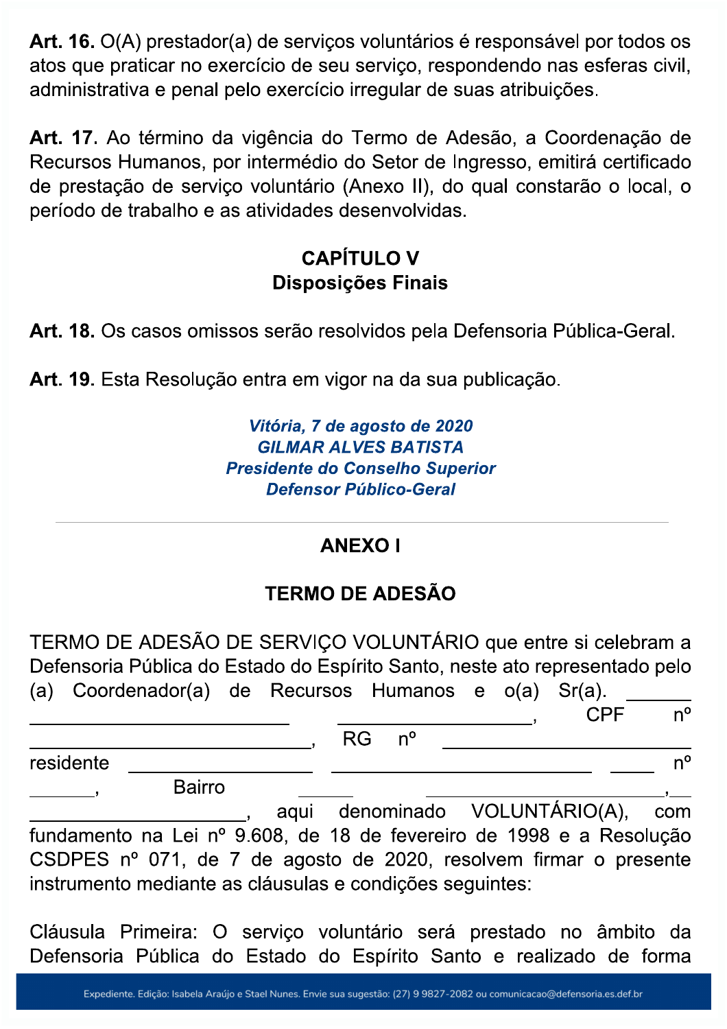**Art. 16.** O(A) prestador(a) de serviços voluntários é responsável por todos os atos que praticar no exercício de seu serviço, respondendo nas esferas civil, administrativa e penal pelo exercício irregular de suas atribuições.

**Art. 17.** Ao término da vigência do Termo de Adesão, a Coordenação de Recursos Humanos, por intermédio do Setor de Ingresso, emitirá certificado de prestação de serviço voluntário (Anexo II), do qual constarão o local, o período de trabalho e as atividades desenvolvidas.

## CAPÍTULO V
## Disposições Finais

**Art. 18.** Os casos omissos serão resolvidos pela Defensoria Pública-Geral.

**Art. 19.** Esta Resolução entra em vigor na da sua publicação.

***Vitória, 7 de agosto de 2020***
***GILMAR ALVES BATISTA***
***Presidente do Conselho Superior***
***Defensor Público-Geral***

---

## ANEXO I

## TERMO DE ADESÃO

TERMO DE ADESÃO DE SERVIÇO VOLUNTÁRIO que entre si celebram a Defensoria Pública do Estado do Espírito Santo, neste ato representado pelo (a) Coordenador(a) de Recursos Humanos e o(a) Sr(a). ______ ______________________ __________________, CPF nº __________________________, RG nº ________________________ residente __________________ ______________________ _____ nº _______, Bairro ______ ____________________, ____________________, aqui denominado VOLUNTÁRIO(A), com fundamento na Lei nº 9.608, de 18 de fevereiro de 1998 e a Resolução CSDPES nº 071, de 7 de agosto de 2020, resolvem firmar o presente instrumento mediante as cláusulas e condições seguintes:

Cláusula Primeira: O serviço voluntário será prestado no âmbito da Defensoria Pública do Estado do Espírito Santo e realizado de forma

Expediente. Edição: Isabela Araújo e Stael Nunes. Envie sua sugestão: (27) 9 9827-2082 ou comunicacao@defensoria.es.def.br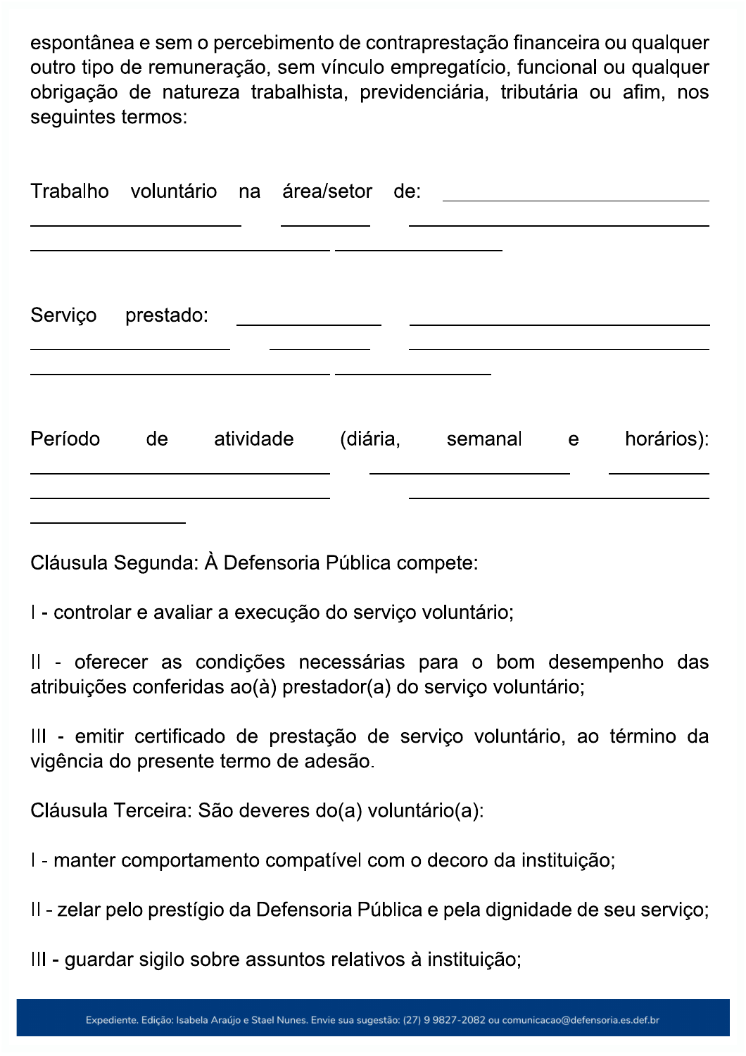espontânea e sem o percebimento de contraprestação financeira ou qualquer outro tipo de remuneração, sem vínculo empregatício, funcional ou qualquer obrigação de natureza trabalhista, previdenciária, tributária ou afim, nos seguintes termos:

Trabalho voluntário na área/setor de: ______________________________________________
______________________________________________________________________________
______________________________________________________

Serviço prestado: _____________________________________________________________
______________________________________________________________________________
______________________________________________________

Período de atividade (diária, semanal e horários): ______________________________________________________________________________
______________________________________________________________________________
____________________

Cláusula Segunda: À Defensoria Pública compete:

I - controlar e avaliar a execução do serviço voluntário;

II - oferecer as condições necessárias para o bom desempenho das atribuições conferidas ao(à) prestador(a) do serviço voluntário;

III - emitir certificado de prestação de serviço voluntário, ao término da vigência do presente termo de adesão.

Cláusula Terceira: São deveres do(a) voluntário(a):

I - manter comportamento compatível com o decoro da instituição;

II - zelar pelo prestígio da Defensoria Pública e pela dignidade de seu serviço;

III - guardar sigilo sobre assuntos relativos à instituição;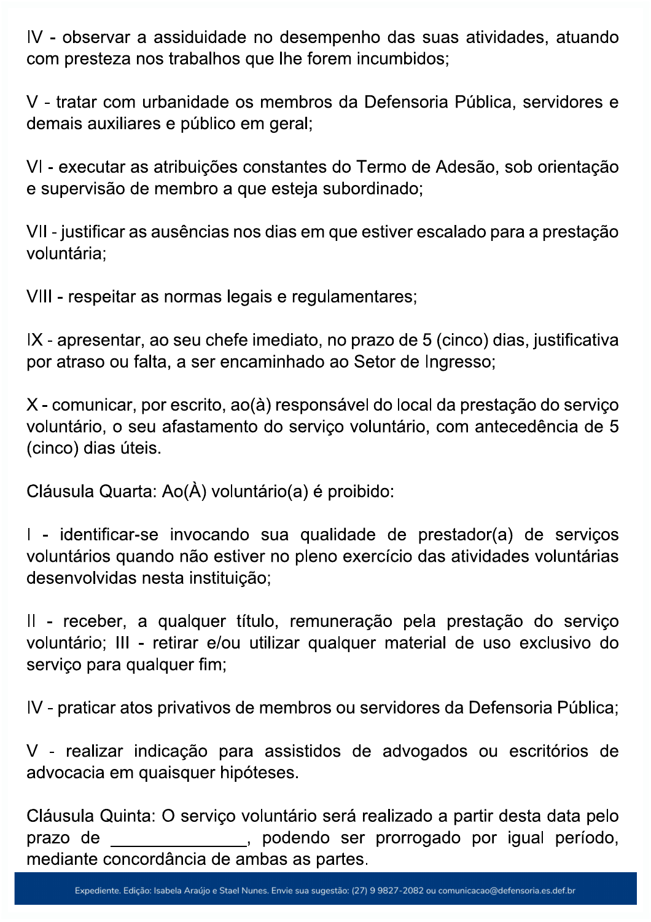IV - observar a assiduidade no desempenho das suas atividades, atuando com presteza nos trabalhos que lhe forem incumbidos;

V - tratar com urbanidade os membros da Defensoria Pública, servidores e demais auxiliares e público em geral;

VI - executar as atribuições constantes do Termo de Adesão, sob orientação e supervisão de membro a que esteja subordinado;

VII - justificar as ausências nos dias em que estiver escalado para a prestação voluntária;

VIII - respeitar as normas legais e regulamentares;

IX - apresentar, ao seu chefe imediato, no prazo de 5 (cinco) dias, justificativa por atraso ou falta, a ser encaminhado ao Setor de Ingresso;

X - comunicar, por escrito, ao(à) responsável do local da prestação do serviço voluntário, o seu afastamento do serviço voluntário, com antecedência de 5 (cinco) dias úteis.

Cláusula Quarta: Ao(À) voluntário(a) é proibido:

I - identificar-se invocando sua qualidade de prestador(a) de serviços voluntários quando não estiver no pleno exercício das atividades voluntárias desenvolvidas nesta instituição;

II - receber, a qualquer título, remuneração pela prestação do serviço voluntário; III - retirar e/ou utilizar qualquer material de uso exclusivo do serviço para qualquer fim;

IV - praticar atos privativos de membros ou servidores da Defensoria Pública;

V - realizar indicação para assistidos de advogados ou escritórios de advocacia em quaisquer hipóteses.

Cláusula Quinta: O serviço voluntário será realizado a partir desta data pelo prazo de _______________, podendo ser prorrogado por igual período, mediante concordância de ambas as partes.

Expediente. Edição: Isabela Araújo e Stael Nunes. Envie sua sugestão: (27) 9 9827-2082 ou comunicacao@defensoria.es.def.br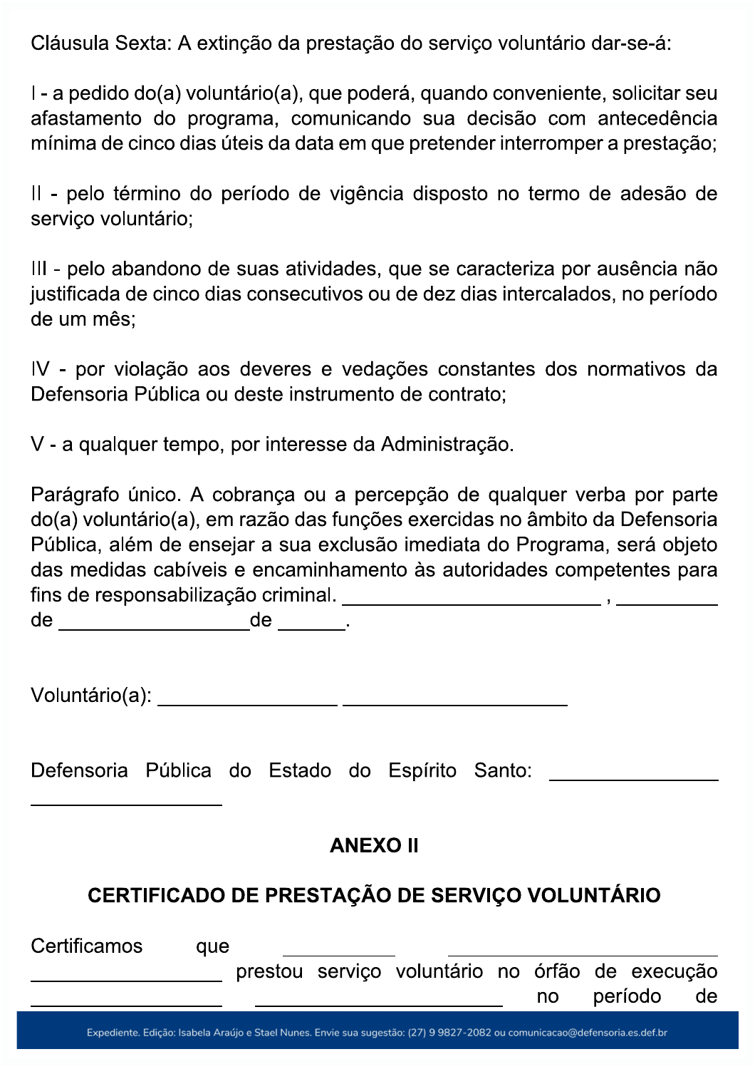Cláusula Sexta: A extinção da prestação do serviço voluntário dar-se-á:

I - a pedido do(a) voluntário(a), que poderá, quando conveniente, solicitar seu afastamento do programa, comunicando sua decisão com antecedência mínima de cinco dias úteis da data em que pretender interromper a prestação;

II - pelo término do período de vigência disposto no termo de adesão de serviço voluntário;

III - pelo abandono de suas atividades, que se caracteriza por ausência não justificada de cinco dias consecutivos ou de dez dias intercalados, no período de um mês;

IV - por violação aos deveres e vedações constantes dos normativos da Defensoria Pública ou deste instrumento de contrato;

V - a qualquer tempo, por interesse da Administração.

Parágrafo único. A cobrança ou a percepção de qualquer verba por parte do(a) voluntário(a), em razão das funções exercidas no âmbito da Defensoria Pública, além de ensejar a sua exclusão imediata do Programa, será objeto das medidas cabíveis e encaminhamento às autoridades competentes para fins de responsabilização criminal. ________________________ , _________ de __________________de ______.

Voluntário(a): _________________ _____________________

Defensoria Pública do Estado do Espírito Santo: _______________ __________________

## ANEXO II

## CERTIFICADO DE PRESTAÇÃO DE SERVIÇO VOLUNTÁRIO

Certificamos que ___________ _________________________ __________________ prestou serviço voluntário no órfão de execução __________________ ________________________ no período de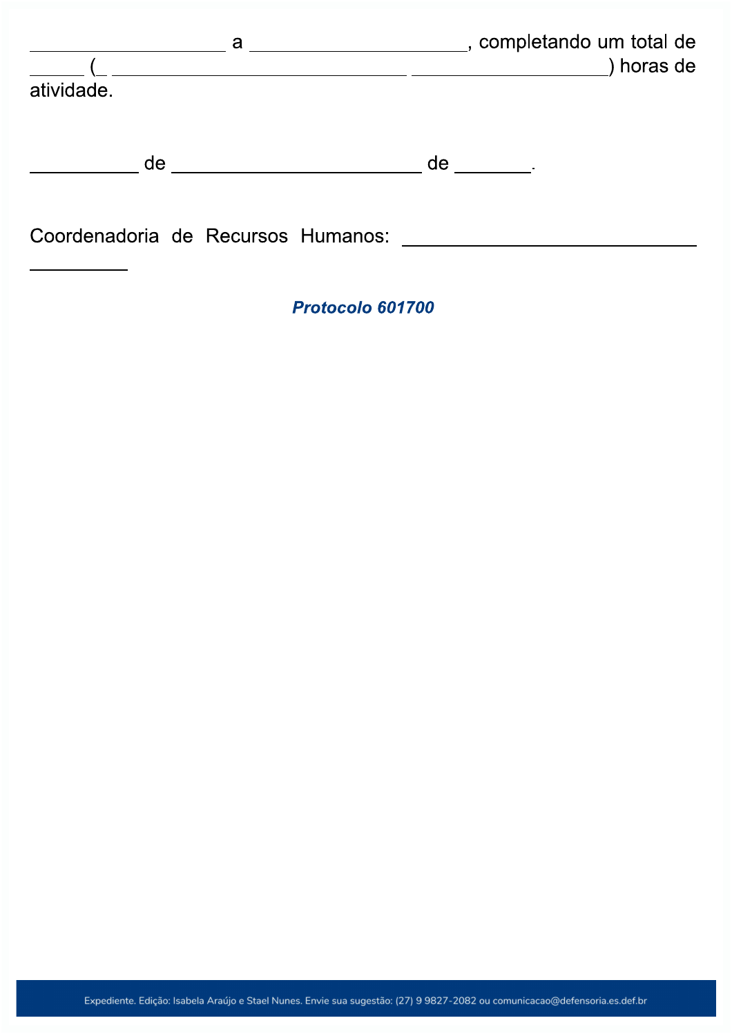____________________ a ________________________, completando um total de ______ (_ _________________________________ ______________________) horas de atividade.

____________ de ____________________________ de ________.

Coordenadoria de Recursos Humanos: ________________________________ __________

***Protocolo 601700***

Expediente. Edição: Isabela Araújo e Stael Nunes. Envie sua sugestão: (27) 9 9827-2082 ou comunicacao@defensoria.es.def.br